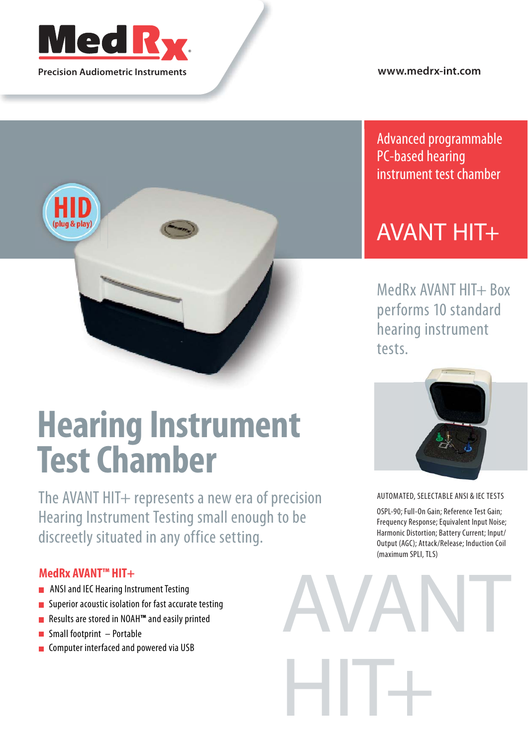MedRx

Precision Audiometric Instruments

www.medrx-int.com

HID (plug & play)

Advanced programmable PC-based hearing instrument test chamber

## AVANT HIT+

MedRx AVANT HIT+ Box performs 10 standard hearing instrument tests.

# Hearing Instrument Test Chamber

The AVANT HIT+ represents a new era of precision Hearing Instrument Testing small enough to be discreetly situated in any office setting.

### MedRx AVANT™ HIT+

- ANSI and IEC Hearing Instrument Testing
- Superior acoustic isolation for fast accurate testing
- Results are stored in NOAH™ and easily printed
- Small footprint – Portable
- Computer interfaced and powered via USB

AUTOMATED, SELECTABLE ANSI & IEC TESTS

OSPL-90; Full-On Gain; Reference Test Gain; Frequency Response; Equivalent Input Noise; Harmonic Distortion; Battery Current; Input/Output (AGC); Attack/Release; Induction Coil (maximum SPLI, TLS)

AVANT HIT+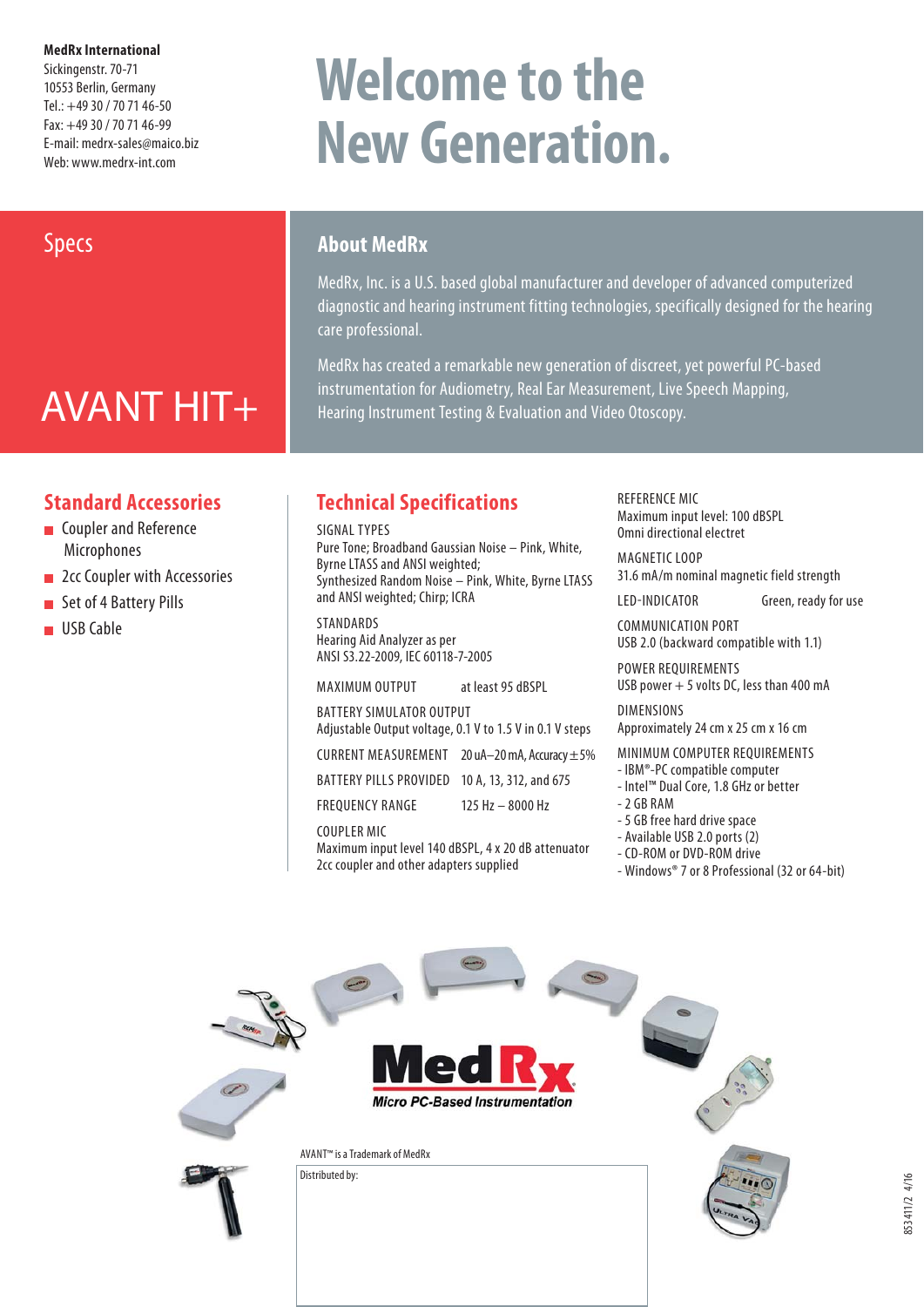**MedRx International**
Sickingenstr. 70-71
10553 Berlin, Germany
Tel.: +49 30 / 70 71 46-50
Fax: +49 30 / 70 71 46-99
E-mail: medrx-sales@maico.biz
Web: www.medrx-int.com

# Welcome to the New Generation.

## Specs

# AVANT HIT+

## About MedRx

MedRx, Inc. is a U.S. based global manufacturer and developer of advanced computerized diagnostic and hearing instrument fitting technologies, specifically designed for the hearing care professional.

MedRx has created a remarkable new generation of discreet, yet powerful PC-based instrumentation for Audiometry, Real Ear Measurement, Live Speech Mapping, Hearing Instrument Testing & Evaluation and Video Otoscopy.

## Standard Accessories

- Coupler and Reference Microphones
- 2cc Coupler with Accessories
- Set of 4 Battery Pills
- USB Cable

## Technical Specifications

SIGNAL TYPES
Pure Tone; Broadband Gaussian Noise – Pink, White, Byrne LTASS and ANSI weighted; Synthesized Random Noise – Pink, White, Byrne LTASS and ANSI weighted; Chirp; ICRA

STANDARDS
Hearing Aid Analyzer as per ANSI S3.22-2009, IEC 60118-7-2005

MAXIMUM OUTPUT at least 95 dBSPL

BATTERY SIMULATOR OUTPUT
Adjustable Output voltage, 0.1 V to 1.5 V in 0.1 V steps

CURRENT MEASUREMENT 20 uA–20 mA, Accuracy ± 5%

BATTERY PILLS PROVIDED 10 A, 13, 312, and 675

FREQUENCY RANGE 125 Hz – 8000 Hz

COUPLER MIC
Maximum input level 140 dBSPL, 4 x 20 dB attenuator
2cc coupler and other adapters supplied

REFERENCE MIC
Maximum input level: 100 dBSPL
Omni directional electret

MAGNETIC LOOP
31.6 mA/m nominal magnetic field strength

LED-INDICATOR Green, ready for use

COMMUNICATION PORT
USB 2.0 (backward compatible with 1.1)

POWER REQUIREMENTS
USB power + 5 volts DC, less than 400 mA

DIMENSIONS
Approximately 24 cm x 25 cm x 16 cm

MINIMUM COMPUTER REQUIREMENTS
- IBM®-PC compatible computer
- Intel™ Dual Core, 1.8 GHz or better
- 2 GB RAM
- 5 GB free hard drive space
- Available USB 2.0 ports (2)
- CD-ROM or DVD-ROM drive
- Windows® 7 or 8 Professional (32 or 64-bit)

MedRx
*Micro PC-Based Instrumentation*

AVANT™ is a Trademark of MedRx

Distributed by:

853 411/2 4/16